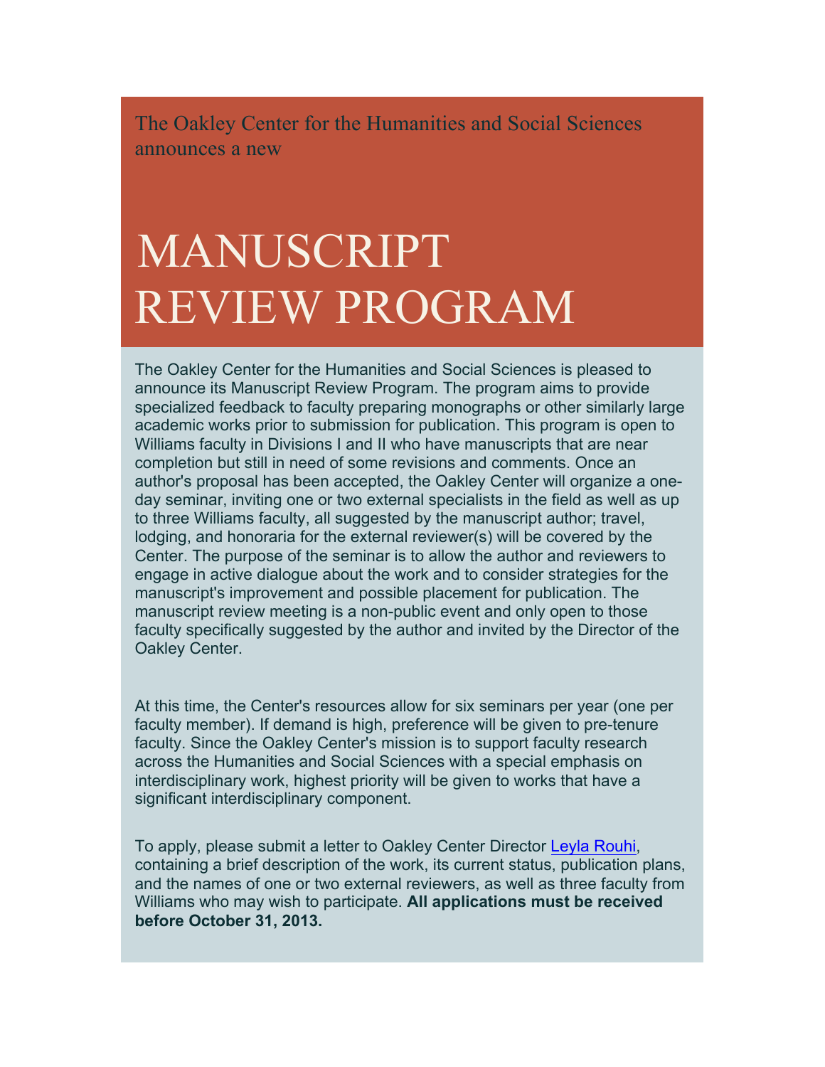The Oakley Center for the Humanities and Social Sciences announces a new

# MANUSCRIPT REVIEW PROGRAM

The Oakley Center for the Humanities and Social Sciences is pleased to announce its Manuscript Review Program. The program aims to provide specialized feedback to faculty preparing monographs or other similarly large academic works prior to submission for publication. This program is open to Williams faculty in Divisions I and II who have manuscripts that are near completion but still in need of some revisions and comments. Once an author's proposal has been accepted, the Oakley Center will organize a one-day seminar, inviting one or two external specialists in the field as well as up to three Williams faculty, all suggested by the manuscript author; travel, lodging, and honoraria for the external reviewer(s) will be covered by the Center. The purpose of the seminar is to allow the author and reviewers to engage in active dialogue about the work and to consider strategies for the manuscript's improvement and possible placement for publication. The manuscript review meeting is a non-public event and only open to those faculty specifically suggested by the author and invited by the Director of the Oakley Center.

At this time, the Center's resources allow for six seminars per year (one per faculty member). If demand is high, preference will be given to pre-tenure faculty. Since the Oakley Center's mission is to support faculty research across the Humanities and Social Sciences with a special emphasis on interdisciplinary work, highest priority will be given to works that have a significant interdisciplinary component.

To apply, please submit a letter to Oakley Center Director Leyla Rouhi, containing a brief description of the work, its current status, publication plans, and the names of one or two external reviewers, as well as three faculty from Williams who may wish to participate. **All applications must be received before October 31, 2013.**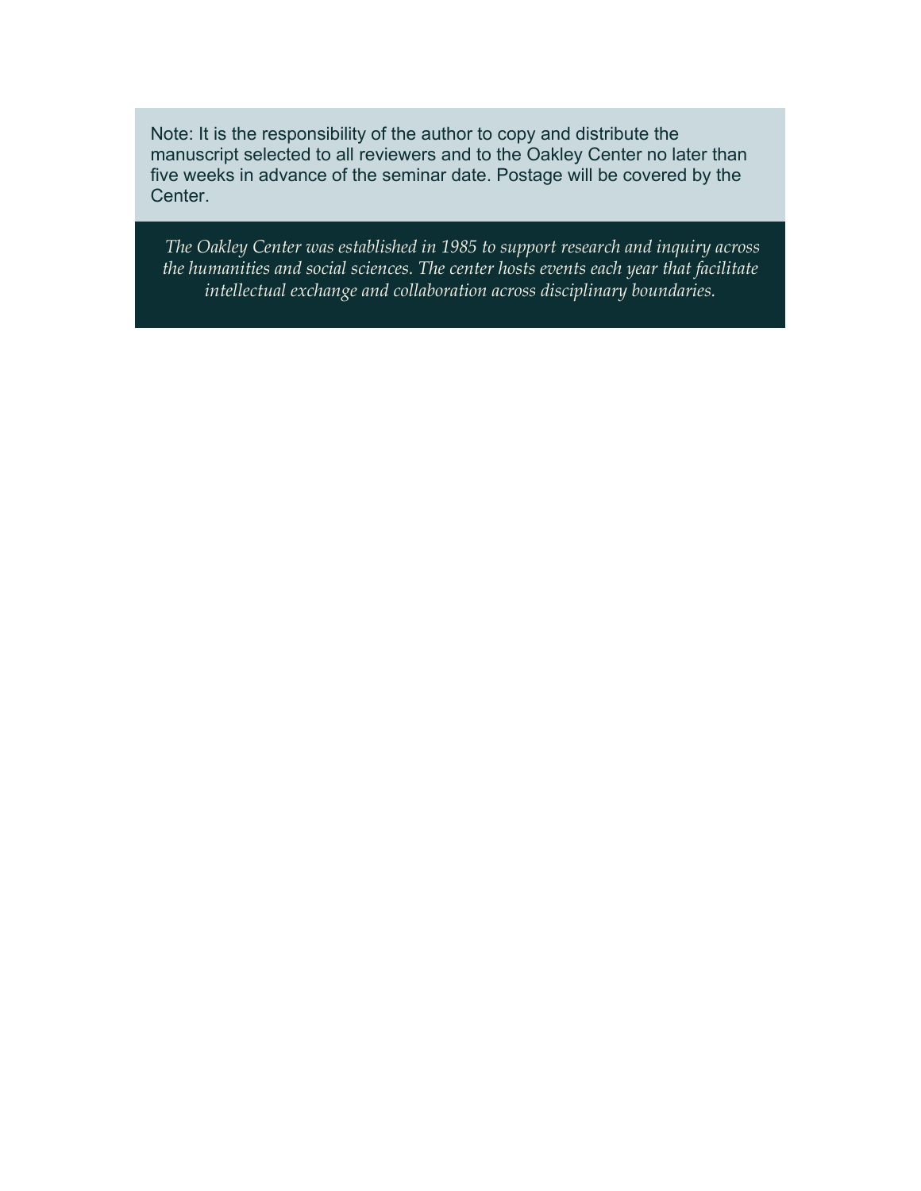Note: It is the responsibility of the author to copy and distribute the manuscript selected to all reviewers and to the Oakley Center no later than five weeks in advance of the seminar date. Postage will be covered by the Center.

*The Oakley Center was established in 1985 to support research and inquiry across the humanities and social sciences. The center hosts events each year that facilitate intellectual exchange and collaboration across disciplinary boundaries.*